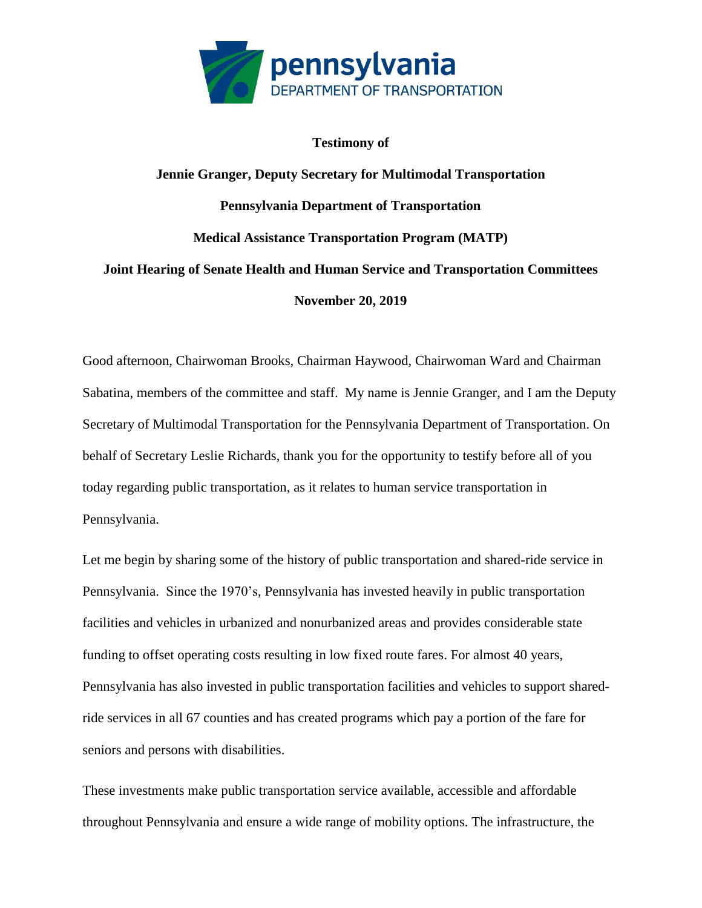**pennsylvania**
DEPARTMENT OF TRANSPORTATION

**Testimony of**

**Jennie Granger, Deputy Secretary for Multimodal Transportation**

**Pennsylvania Department of Transportation**

**Medical Assistance Transportation Program (MATP)**

**Joint Hearing of Senate Health and Human Service and Transportation Committees**

**November 20, 2019**

Good afternoon, Chairwoman Brooks, Chairman Haywood, Chairwoman Ward and Chairman Sabatina, members of the committee and staff. My name is Jennie Granger, and I am the Deputy Secretary of Multimodal Transportation for the Pennsylvania Department of Transportation. On behalf of Secretary Leslie Richards, thank you for the opportunity to testify before all of you today regarding public transportation, as it relates to human service transportation in Pennsylvania.

Let me begin by sharing some of the history of public transportation and shared-ride service in Pennsylvania. Since the 1970's, Pennsylvania has invested heavily in public transportation facilities and vehicles in urbanized and nonurbanized areas and provides considerable state funding to offset operating costs resulting in low fixed route fares. For almost 40 years, Pennsylvania has also invested in public transportation facilities and vehicles to support shared-ride services in all 67 counties and has created programs which pay a portion of the fare for seniors and persons with disabilities.

These investments make public transportation service available, accessible and affordable throughout Pennsylvania and ensure a wide range of mobility options. The infrastructure, the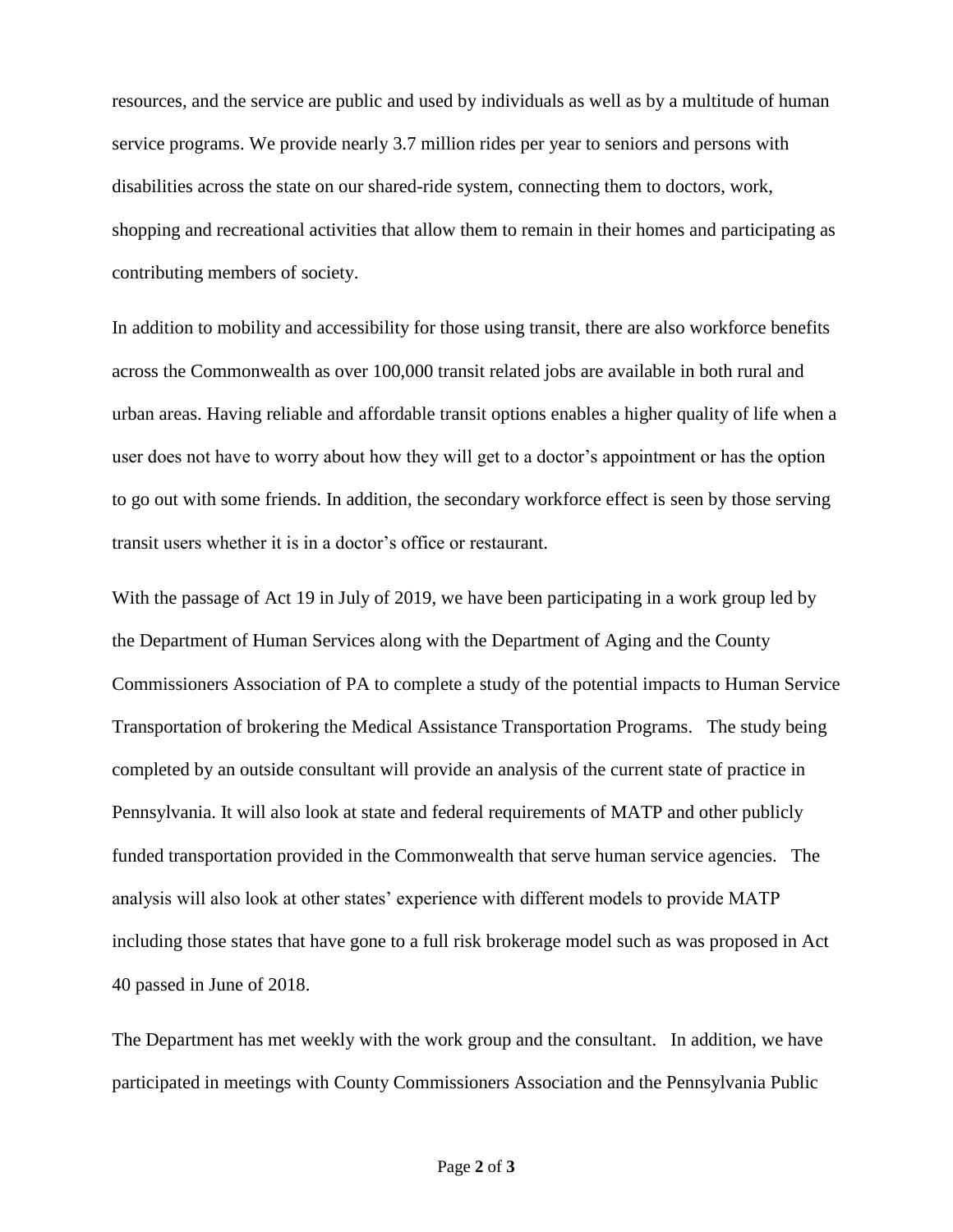resources, and the service are public and used by individuals as well as by a multitude of human service programs. We provide nearly 3.7 million rides per year to seniors and persons with disabilities across the state on our shared-ride system, connecting them to doctors, work, shopping and recreational activities that allow them to remain in their homes and participating as contributing members of society.

In addition to mobility and accessibility for those using transit, there are also workforce benefits across the Commonwealth as over 100,000 transit related jobs are available in both rural and urban areas. Having reliable and affordable transit options enables a higher quality of life when a user does not have to worry about how they will get to a doctor's appointment or has the option to go out with some friends. In addition, the secondary workforce effect is seen by those serving transit users whether it is in a doctor's office or restaurant.

With the passage of Act 19 in July of 2019, we have been participating in a work group led by the Department of Human Services along with the Department of Aging and the County Commissioners Association of PA to complete a study of the potential impacts to Human Service Transportation of brokering the Medical Assistance Transportation Programs. The study being completed by an outside consultant will provide an analysis of the current state of practice in Pennsylvania. It will also look at state and federal requirements of MATP and other publicly funded transportation provided in the Commonwealth that serve human service agencies. The analysis will also look at other states' experience with different models to provide MATP including those states that have gone to a full risk brokerage model such as was proposed in Act 40 passed in June of 2018.

The Department has met weekly with the work group and the consultant. In addition, we have participated in meetings with County Commissioners Association and the Pennsylvania Public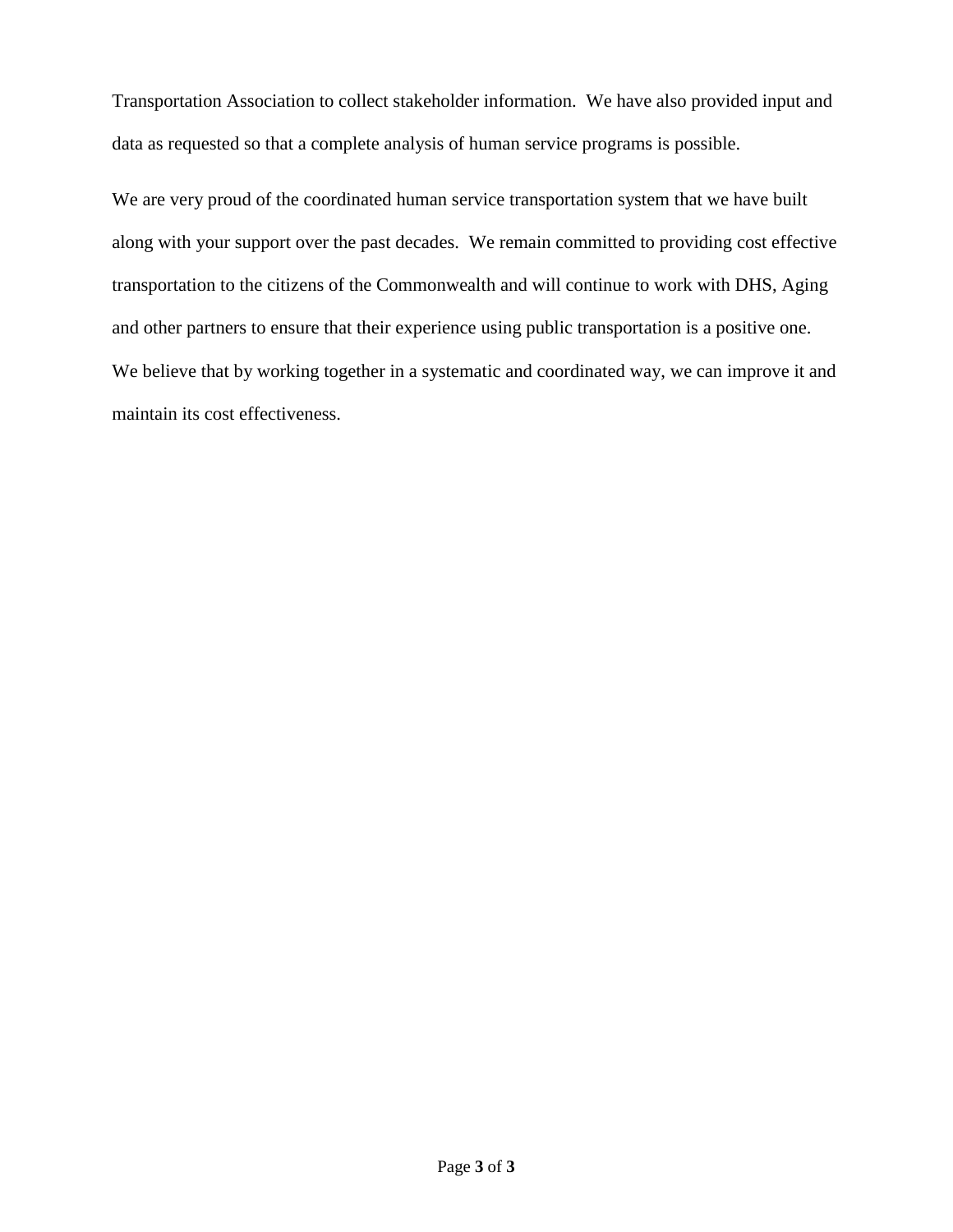Transportation Association to collect stakeholder information. We have also provided input and data as requested so that a complete analysis of human service programs is possible.

We are very proud of the coordinated human service transportation system that we have built along with your support over the past decades. We remain committed to providing cost effective transportation to the citizens of the Commonwealth and will continue to work with DHS, Aging and other partners to ensure that their experience using public transportation is a positive one. We believe that by working together in a systematic and coordinated way, we can improve it and maintain its cost effectiveness.